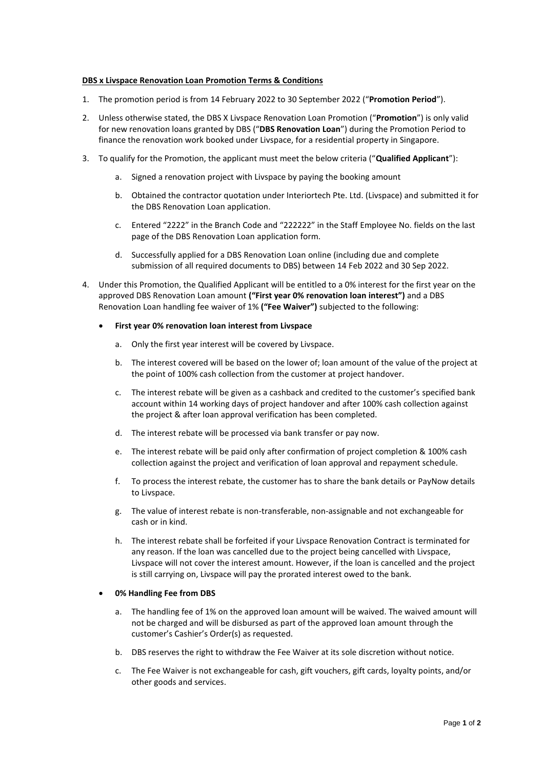**DBS x Livspace Renovation Loan Promotion Terms & Conditions**

1. The promotion period is from 14 February 2022 to 30 September 2022 ("**Promotion Period**").
2. Unless otherwise stated, the DBS X Livspace Renovation Loan Promotion ("**Promotion**") is only valid for new renovation loans granted by DBS ("**DBS Renovation Loan**") during the Promotion Period to finance the renovation work booked under Livspace, for a residential property in Singapore.
3. To qualify for the Promotion, the applicant must meet the below criteria ("**Qualified Applicant**"):
   a. Signed a renovation project with Livspace by paying the booking amount
   b. Obtained the contractor quotation under Interiortech Pte. Ltd. (Livspace) and submitted it for the DBS Renovation Loan application.
   c. Entered "2222" in the Branch Code and "222222" in the Staff Employee No. fields on the last page of the DBS Renovation Loan application form.
   d. Successfully applied for a DBS Renovation Loan online (including due and complete submission of all required documents to DBS) between 14 Feb 2022 and 30 Sep 2022.
4. Under this Promotion, the Qualified Applicant will be entitled to a 0% interest for the first year on the approved DBS Renovation Loan amount **("First year 0% renovation loan interest")** and a DBS Renovation Loan handling fee waiver of 1% **("Fee Waiver")** subjected to the following:

   - **First year 0% renovation loan interest from Livspace**
     a. Only the first year interest will be covered by Livspace.
     b. The interest covered will be based on the lower of; loan amount of the value of the project at the point of 100% cash collection from the customer at project handover.
     c. The interest rebate will be given as a cashback and credited to the customer's specified bank account within 14 working days of project handover and after 100% cash collection against the project & after loan approval verification has been completed.
     d. The interest rebate will be processed via bank transfer or pay now.
     e. The interest rebate will be paid only after confirmation of project completion & 100% cash collection against the project and verification of loan approval and repayment schedule.
     f. To process the interest rebate, the customer has to share the bank details or PayNow details to Livspace.
     g. The value of interest rebate is non-transferable, non-assignable and not exchangeable for cash or in kind.
     h. The interest rebate shall be forfeited if your Livspace Renovation Contract is terminated for any reason. If the loan was cancelled due to the project being cancelled with Livspace, Livspace will not cover the interest amount. However, if the loan is cancelled and the project is still carrying on, Livspace will pay the prorated interest owed to the bank.

   - **0% Handling Fee from DBS**
     a. The handling fee of 1% on the approved loan amount will be waived. The waived amount will not be charged and will be disbursed as part of the approved loan amount through the customer's Cashier's Order(s) as requested.
     b. DBS reserves the right to withdraw the Fee Waiver at its sole discretion without notice.
     c. The Fee Waiver is not exchangeable for cash, gift vouchers, gift cards, loyalty points, and/or other goods and services.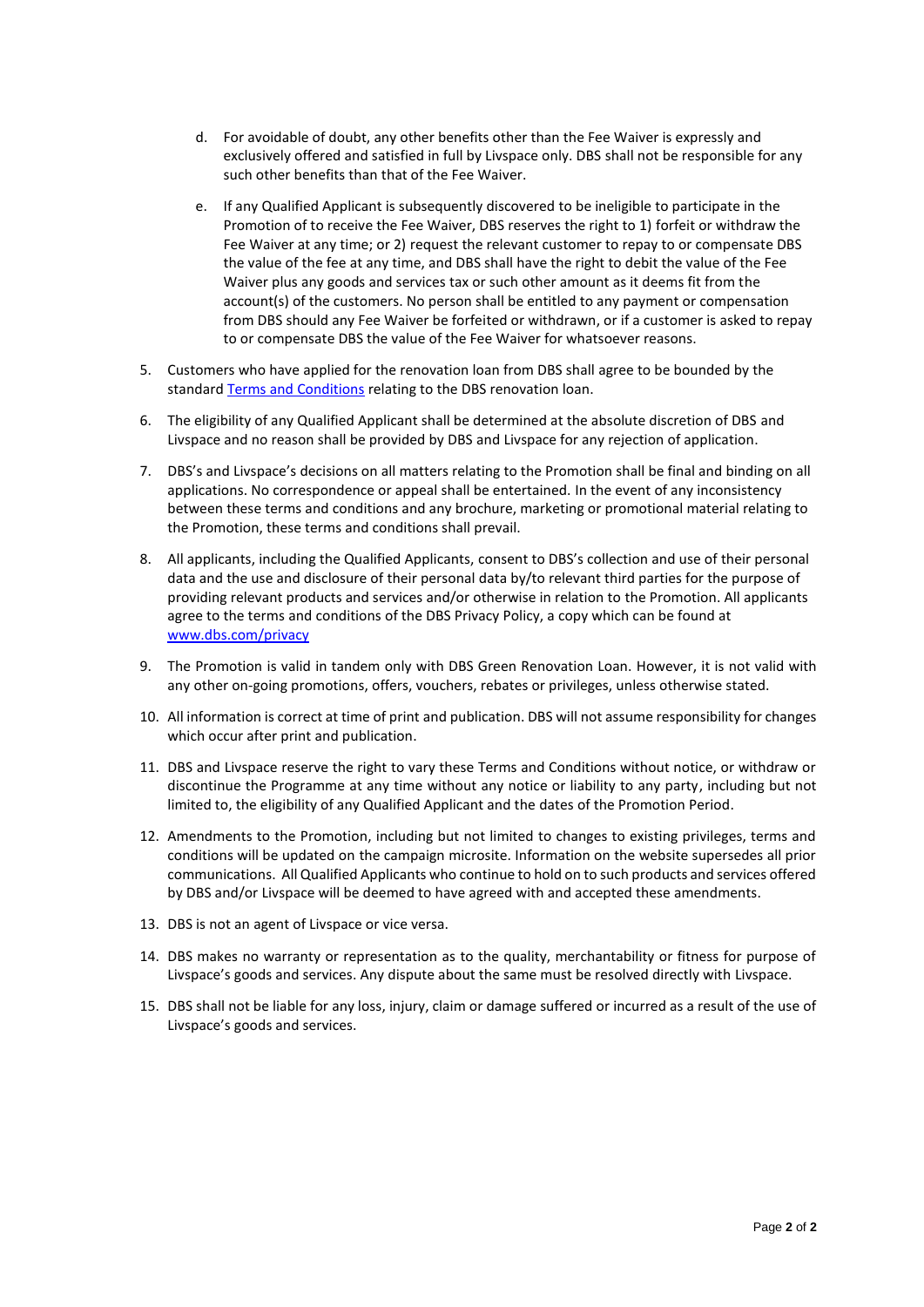d. For avoidable of doubt, any other benefits other than the Fee Waiver is expressly and exclusively offered and satisfied in full by Livspace only. DBS shall not be responsible for any such other benefits than that of the Fee Waiver.

e. If any Qualified Applicant is subsequently discovered to be ineligible to participate in the Promotion of to receive the Fee Waiver, DBS reserves the right to 1) forfeit or withdraw the Fee Waiver at any time; or 2) request the relevant customer to repay to or compensate DBS the value of the fee at any time, and DBS shall have the right to debit the value of the Fee Waiver plus any goods and services tax or such other amount as it deems fit from the account(s) of the customers. No person shall be entitled to any payment or compensation from DBS should any Fee Waiver be forfeited or withdrawn, or if a customer is asked to repay to or compensate DBS the value of the Fee Waiver for whatsoever reasons.

5. Customers who have applied for the renovation loan from DBS shall agree to be bounded by the standard [Terms and Conditions] relating to the DBS renovation loan.

6. The eligibility of any Qualified Applicant shall be determined at the absolute discretion of DBS and Livspace and no reason shall be provided by DBS and Livspace for any rejection of application.

7. DBS's and Livspace's decisions on all matters relating to the Promotion shall be final and binding on all applications. No correspondence or appeal shall be entertained. In the event of any inconsistency between these terms and conditions and any brochure, marketing or promotional material relating to the Promotion, these terms and conditions shall prevail.

8. All applicants, including the Qualified Applicants, consent to DBS's collection and use of their personal data and the use and disclosure of their personal data by/to relevant third parties for the purpose of providing relevant products and services and/or otherwise in relation to the Promotion. All applicants agree to the terms and conditions of the DBS Privacy Policy, a copy which can be found at www.dbs.com/privacy

9. The Promotion is valid in tandem only with DBS Green Renovation Loan. However, it is not valid with any other on-going promotions, offers, vouchers, rebates or privileges, unless otherwise stated.

10. All information is correct at time of print and publication. DBS will not assume responsibility for changes which occur after print and publication.

11. DBS and Livspace reserve the right to vary these Terms and Conditions without notice, or withdraw or discontinue the Programme at any time without any notice or liability to any party, including but not limited to, the eligibility of any Qualified Applicant and the dates of the Promotion Period.

12. Amendments to the Promotion, including but not limited to changes to existing privileges, terms and conditions will be updated on the campaign microsite. Information on the website supersedes all prior communications. All Qualified Applicants who continue to hold on to such products and services offered by DBS and/or Livspace will be deemed to have agreed with and accepted these amendments.

13. DBS is not an agent of Livspace or vice versa.

14. DBS makes no warranty or representation as to the quality, merchantability or fitness for purpose of Livspace's goods and services. Any dispute about the same must be resolved directly with Livspace.

15. DBS shall not be liable for any loss, injury, claim or damage suffered or incurred as a result of the use of Livspace's goods and services.